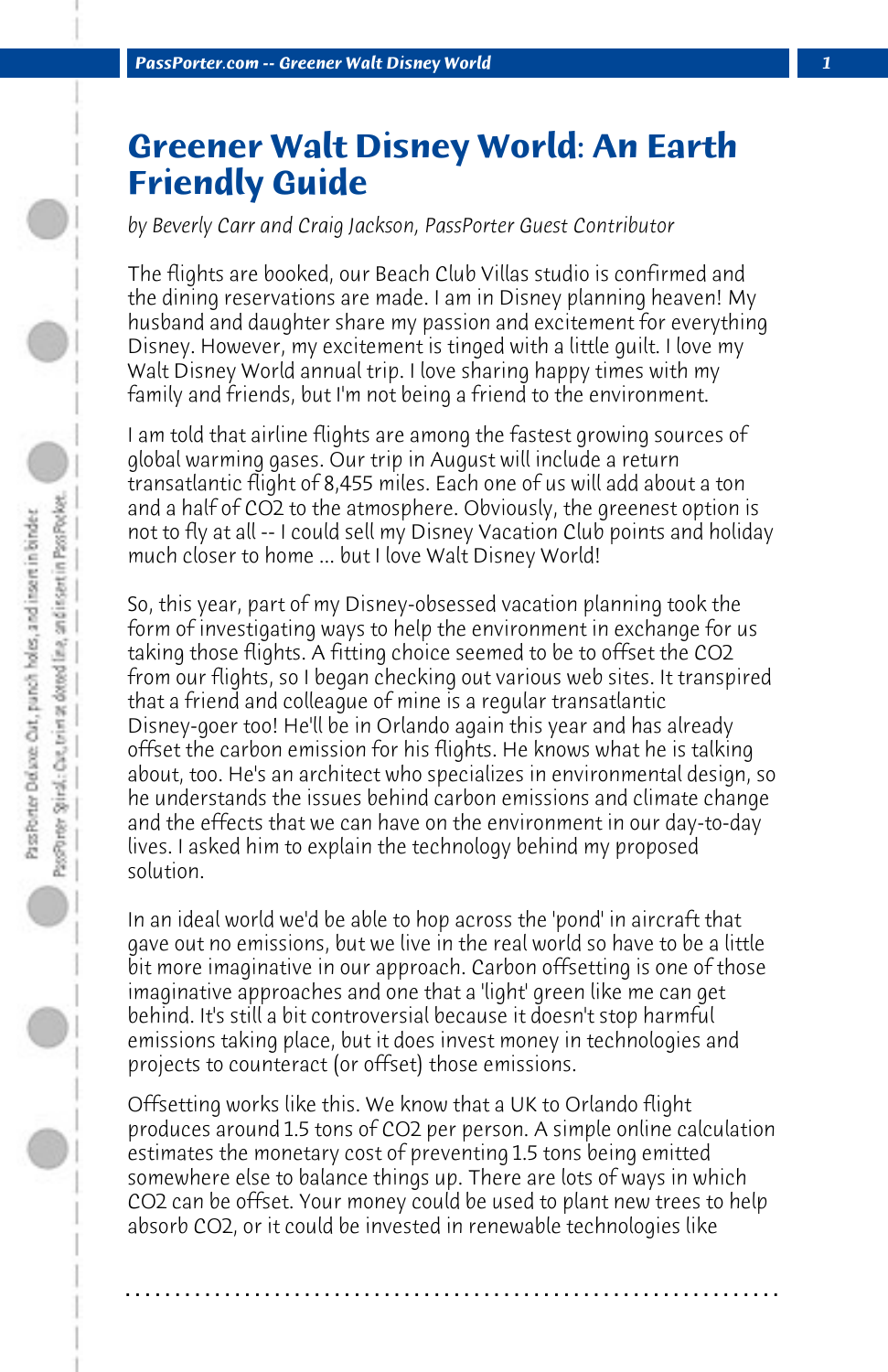# Greener Walt Disney World: An Earth Friendly Guide

*by Beverly Carr and Craig Jackson, PassPorter Guest Contributor*

The flights are booked, our Beach Club Villas studio is confirmed and the dining reservations are made. I am in Disney planning heaven! My husband and daughter share my passion and excitement for everything Disney. However, my excitement is tinged with a little guilt. I love my Walt Disney World annual trip. I love sharing happy times with my family and friends, but I'm not being a friend to the environment.

I am told that airline flights are among the fastest growing sources of global warming gases. Our trip in August will include a return transatlantic flight of 8,455 miles. Each one of us will add about a ton and a half of $CO_2$ to the atmosphere. Obviously, the greenest option is not to fly at all -- I could sell my Disney Vacation Club points and holiday much closer to home ... but I love Walt Disney World!

So, this year, part of my Disney-obsessed vacation planning took the form of investigating ways to help the environment in exchange for us taking those flights. A fitting choice seemed to be to offset the $CO_2$ from our flights, so I began checking out various web sites. It transpired that a friend and colleague of mine is a regular transatlantic Disney-goer too! He'll be in Orlando again this year and has already offset the carbon emission for his flights. He knows what he is talking about, too. He's an architect who specializes in environmental design, so he understands the issues behind carbon emissions and climate change and the effects that we can have on the environment in our day-to-day lives. I asked him to explain the technology behind my proposed solution.

In an ideal world we'd be able to hop across the 'pond' in aircraft that gave out no emissions, but we live in the real world so have to be a little bit more imaginative in our approach. Carbon offsetting is one of those imaginative approaches and one that a 'light' green like me can get behind. It's still a bit controversial because it doesn't stop harmful emissions taking place, but it does invest money in technologies and projects to counteract (or offset) those emissions.

Offsetting works like this. We know that a UK to Orlando flight produces around 1.5 tons of $CO_2$ per person. A simple online calculation estimates the monetary cost of preventing 1.5 tons being emitted somewhere else to balance things up. There are lots of ways in which $CO_2$ can be offset. Your money could be used to plant new trees to help absorb $CO_2$, or it could be invested in renewable technologies like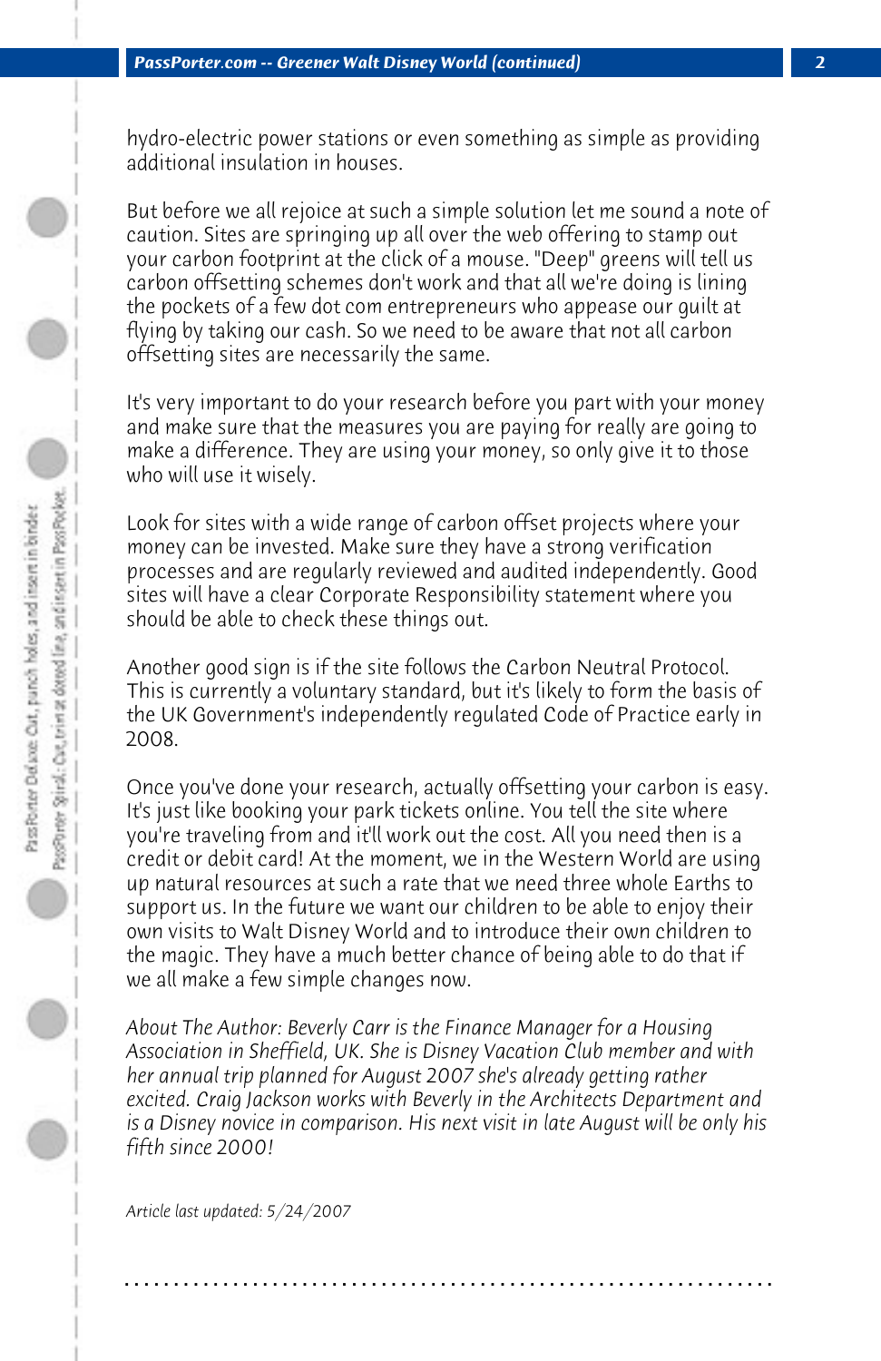hydro-electric power stations or even something as simple as providing additional insulation in houses.

But before we all rejoice at such a simple solution let me sound a note of caution. Sites are springing up all over the web offering to stamp out your carbon footprint at the click of a mouse. "Deep" greens will tell us carbon offsetting schemes don't work and that all we're doing is lining the pockets of a few dot com entrepreneurs who appease our guilt at flying by taking our cash. So we need to be aware that not all carbon offsetting sites are necessarily the same.

It's very important to do your research before you part with your money and make sure that the measures you are paying for really are going to make a difference. They are using your money, so only give it to those who will use it wisely.

Look for sites with a wide range of carbon offset projects where your money can be invested. Make sure they have a strong verification processes and are regularly reviewed and audited independently. Good sites will have a clear Corporate Responsibility statement where you should be able to check these things out.

Another good sign is if the site follows the Carbon Neutral Protocol. This is currently a voluntary standard, but it's likely to form the basis of the UK Government's independently regulated Code of Practice early in 2008.

Once you've done your research, actually offsetting your carbon is easy. It's just like booking your park tickets online. You tell the site where you're traveling from and it'll work out the cost. All you need then is a credit or debit card! At the moment, we in the Western World are using up natural resources at such a rate that we need three whole Earths to support us. In the future we want our children to be able to enjoy their own visits to Walt Disney World and to introduce their own children to the magic. They have a much better chance of being able to do that if we all make a few simple changes now.

*About The Author: Beverly Carr is the Finance Manager for a Housing Association in Sheffield, UK. She is Disney Vacation Club member and with her annual trip planned for August 2007 she's already getting rather excited. Craig Jackson works with Beverly in the Architects Department and is a Disney novice in comparison. His next visit in late August will be only his fifth since 2000!*

*Article last updated: 5/24/2007*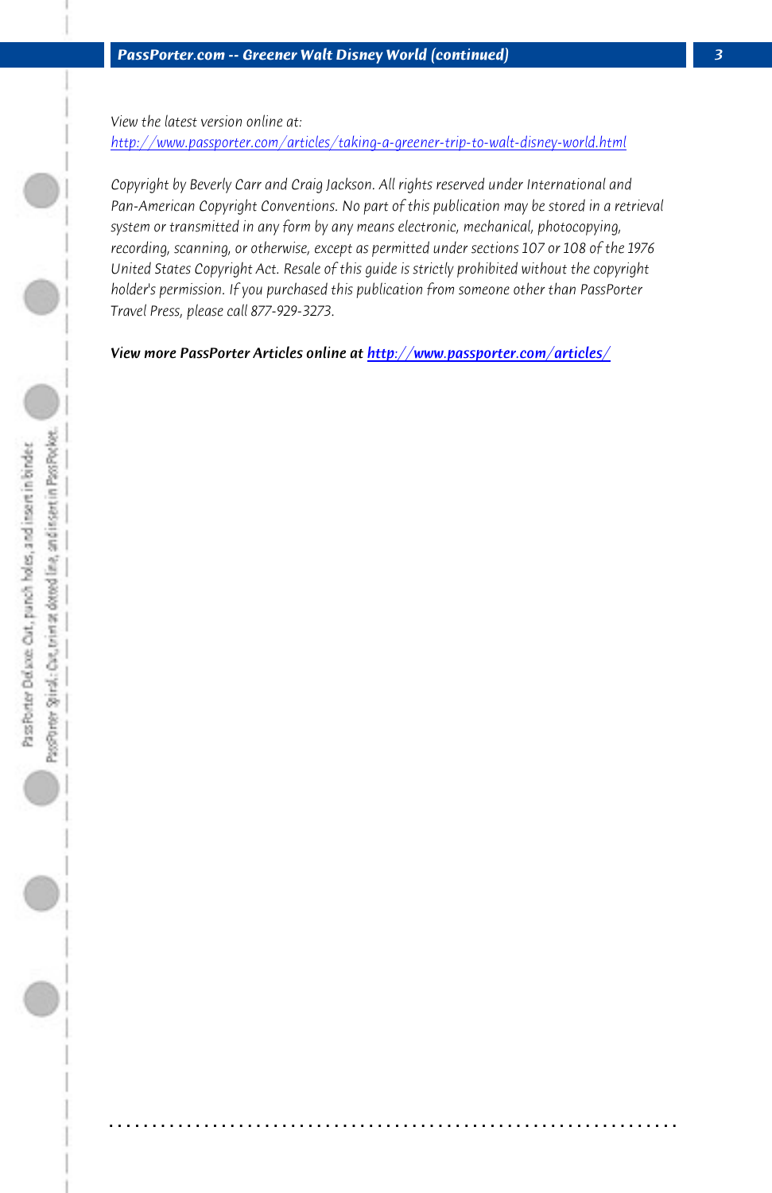*View the latest version online at:*
*http://www.passporter.com/articles/taking-a-greener-trip-to-walt-disney-world.html*

*Copyright by Beverly Carr and Craig Jackson. All rights reserved under International and Pan-American Copyright Conventions. No part of this publication may be stored in a retrieval system or transmitted in any form by any means electronic, mechanical, photocopying, recording, scanning, or otherwise, except as permitted under sections 107 or 108 of the 1976 United States Copyright Act. Resale of this guide is strictly prohibited without the copyright holder's permission. If you purchased this publication from someone other than PassPorter Travel Press, please call 877-929-3273.*

***View more PassPorter Articles online at http://www.passporter.com/articles/***